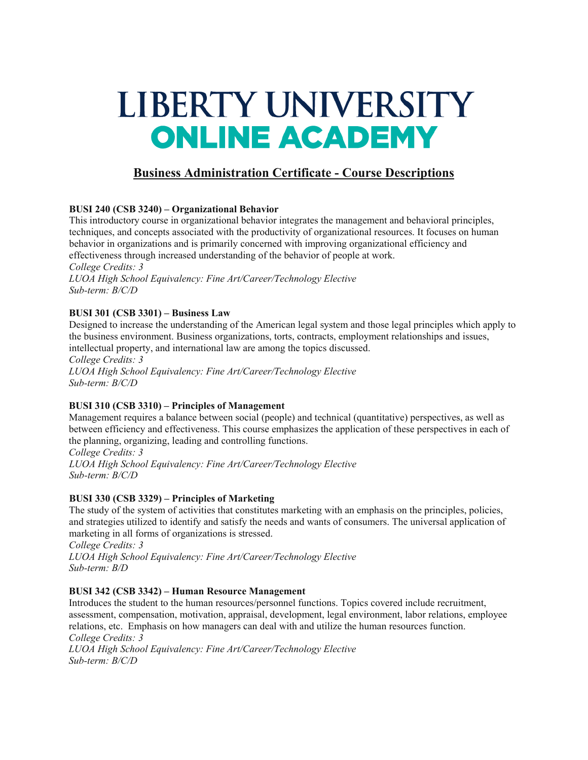# LIBERTY UNIVERSITY
# ONLINE ACADEMY

## Business Administration Certificate - Course Descriptions

**BUSI 240 (CSB 3240) – Organizational Behavior**
This introductory course in organizational behavior integrates the management and behavioral principles, techniques, and concepts associated with the productivity of organizational resources. It focuses on human behavior in organizations and is primarily concerned with improving organizational efficiency and effectiveness through increased understanding of the behavior of people at work.
*College Credits: 3*
*LUOA High School Equivalency: Fine Art/Career/Technology Elective*
*Sub-term: B/C/D*

**BUSI 301 (CSB 3301) – Business Law**
Designed to increase the understanding of the American legal system and those legal principles which apply to the business environment. Business organizations, torts, contracts, employment relationships and issues, intellectual property, and international law are among the topics discussed.
*College Credits: 3*
*LUOA High School Equivalency: Fine Art/Career/Technology Elective*
*Sub-term: B/C/D*

**BUSI 310 (CSB 3310) – Principles of Management**
Management requires a balance between social (people) and technical (quantitative) perspectives, as well as between efficiency and effectiveness. This course emphasizes the application of these perspectives in each of the planning, organizing, leading and controlling functions.
*College Credits: 3*
*LUOA High School Equivalency: Fine Art/Career/Technology Elective*
*Sub-term: B/C/D*

**BUSI 330 (CSB 3329) – Principles of Marketing**
The study of the system of activities that constitutes marketing with an emphasis on the principles, policies, and strategies utilized to identify and satisfy the needs and wants of consumers. The universal application of marketing in all forms of organizations is stressed.
*College Credits: 3*
*LUOA High School Equivalency: Fine Art/Career/Technology Elective*
*Sub-term: B/D*

**BUSI 342 (CSB 3342) – Human Resource Management**
Introduces the student to the human resources/personnel functions. Topics covered include recruitment, assessment, compensation, motivation, appraisal, development, legal environment, labor relations, employee relations, etc. Emphasis on how managers can deal with and utilize the human resources function.
*College Credits: 3*
*LUOA High School Equivalency: Fine Art/Career/Technology Elective*
*Sub-term: B/C/D*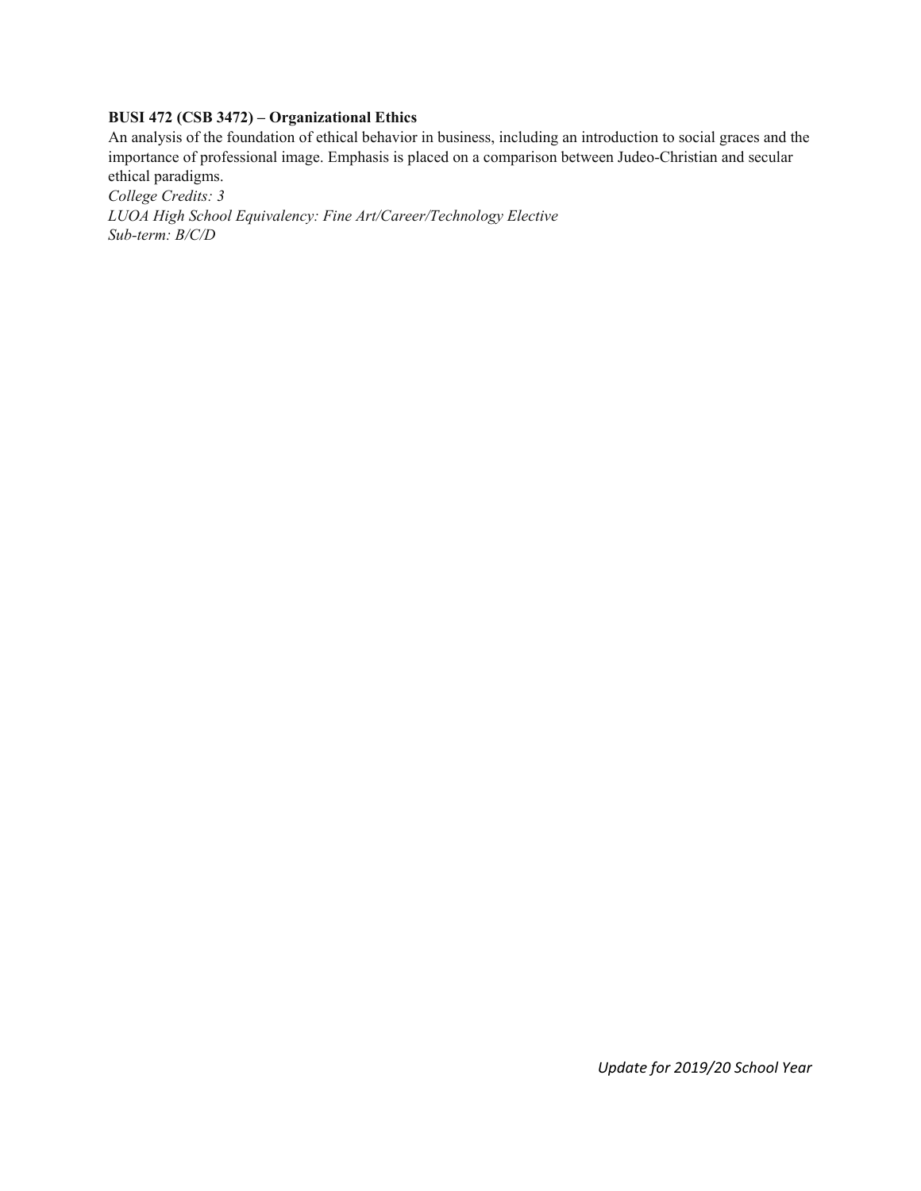**BUSI 472 (CSB 3472) – Organizational Ethics**

An analysis of the foundation of ethical behavior in business, including an introduction to social graces and the importance of professional image. Emphasis is placed on a comparison between Judeo-Christian and secular ethical paradigms.

*College Credits: 3*

*LUOA High School Equivalency: Fine Art/Career/Technology Elective*

*Sub-term: B/C/D*